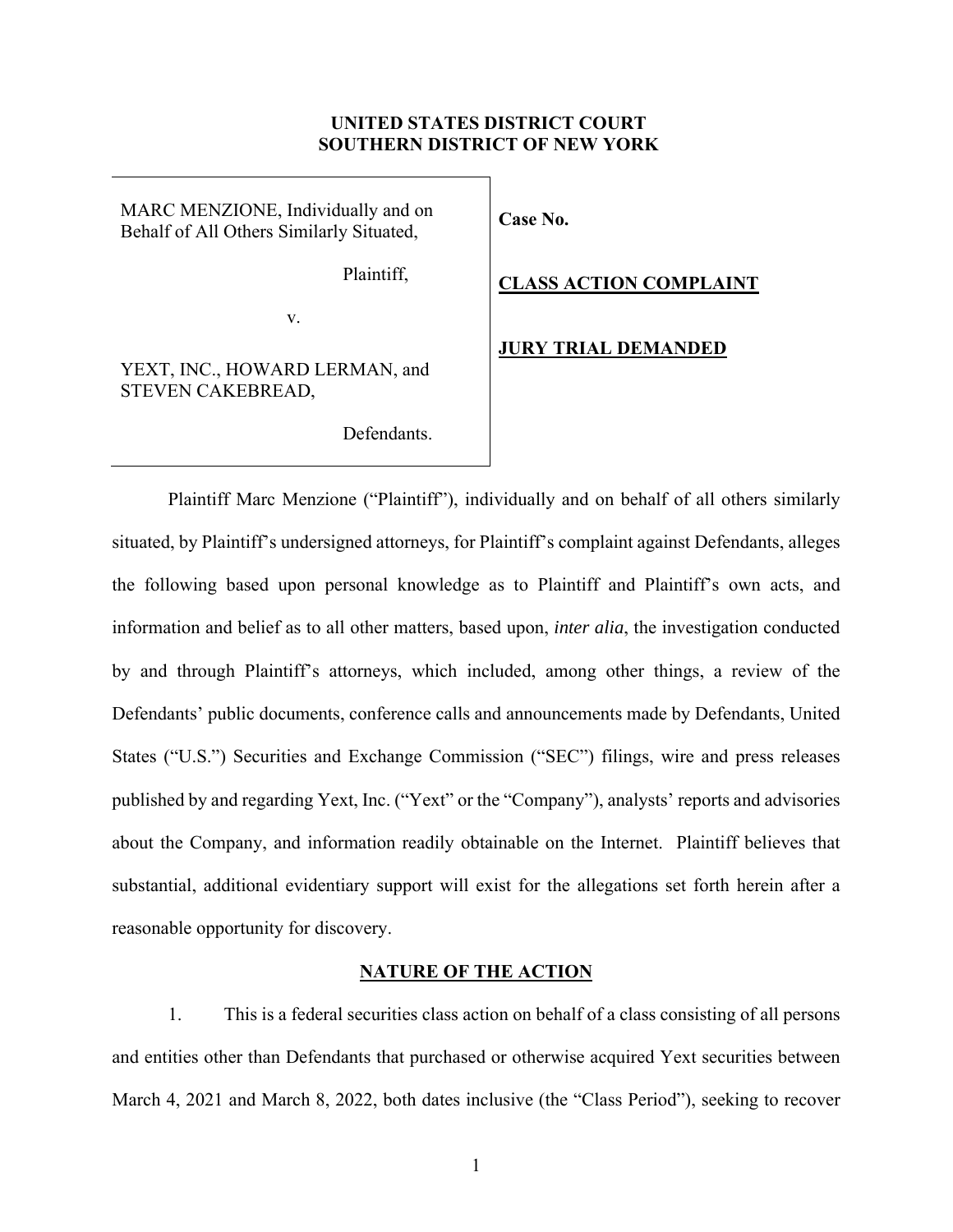**UNITED STATES DISTRICT COURT**
**SOUTHERN DISTRICT OF NEW YORK**

| | |
|---|---|
| MARC MENZIONE, Individually and on Behalf of All Others Similarly Situated,<br><br>Plaintiff,<br><br>v.<br><br>YEXT, INC., HOWARD LERMAN, and STEVEN CAKEBREAD,<br><br>Defendants. | **Case No.**<br><br>**CLASS ACTION COMPLAINT**<br><br>**JURY TRIAL DEMANDED** |

Plaintiff Marc Menzione ("Plaintiff"), individually and on behalf of all others similarly situated, by Plaintiff's undersigned attorneys, for Plaintiff's complaint against Defendants, alleges the following based upon personal knowledge as to Plaintiff and Plaintiff's own acts, and information and belief as to all other matters, based upon, *inter alia*, the investigation conducted by and through Plaintiff's attorneys, which included, among other things, a review of the Defendants' public documents, conference calls and announcements made by Defendants, United States ("U.S.") Securities and Exchange Commission ("SEC") filings, wire and press releases published by and regarding Yext, Inc. ("Yext" or the "Company"), analysts' reports and advisories about the Company, and information readily obtainable on the Internet. Plaintiff believes that substantial, additional evidentiary support will exist for the allegations set forth herein after a reasonable opportunity for discovery.

## NATURE OF THE ACTION

1. This is a federal securities class action on behalf of a class consisting of all persons and entities other than Defendants that purchased or otherwise acquired Yext securities between March 4, 2021 and March 8, 2022, both dates inclusive (the "Class Period"), seeking to recover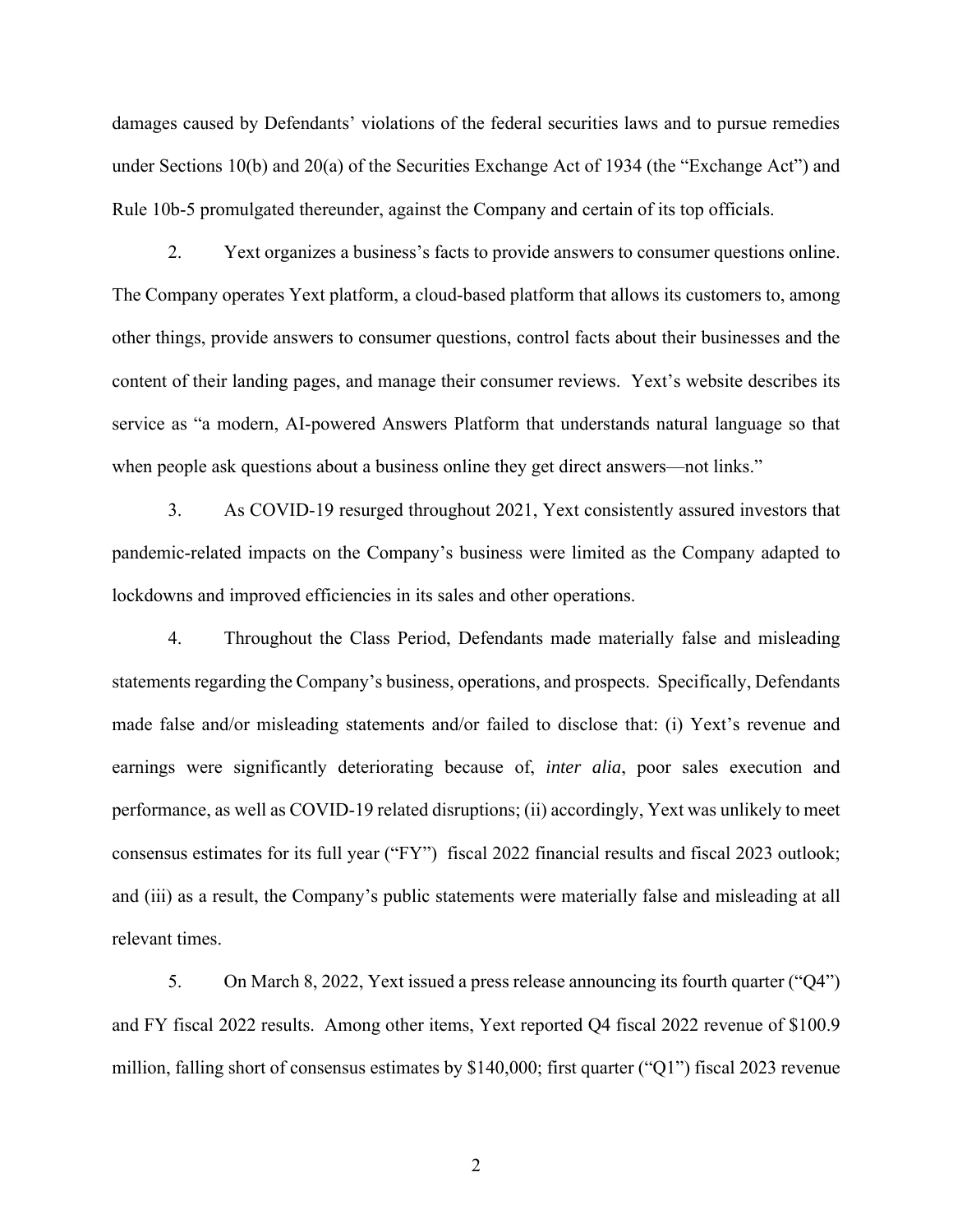damages caused by Defendants' violations of the federal securities laws and to pursue remedies under Sections 10(b) and 20(a) of the Securities Exchange Act of 1934 (the "Exchange Act") and Rule 10b-5 promulgated thereunder, against the Company and certain of its top officials.

2. Yext organizes a business's facts to provide answers to consumer questions online. The Company operates Yext platform, a cloud-based platform that allows its customers to, among other things, provide answers to consumer questions, control facts about their businesses and the content of their landing pages, and manage their consumer reviews. Yext's website describes its service as "a modern, AI-powered Answers Platform that understands natural language so that when people ask questions about a business online they get direct answers—not links."

3. As COVID-19 resurged throughout 2021, Yext consistently assured investors that pandemic-related impacts on the Company's business were limited as the Company adapted to lockdowns and improved efficiencies in its sales and other operations.

4. Throughout the Class Period, Defendants made materially false and misleading statements regarding the Company's business, operations, and prospects. Specifically, Defendants made false and/or misleading statements and/or failed to disclose that: (i) Yext's revenue and earnings were significantly deteriorating because of, *inter alia*, poor sales execution and performance, as well as COVID-19 related disruptions; (ii) accordingly, Yext was unlikely to meet consensus estimates for its full year ("FY") fiscal 2022 financial results and fiscal 2023 outlook; and (iii) as a result, the Company's public statements were materially false and misleading at all relevant times.

5. On March 8, 2022, Yext issued a press release announcing its fourth quarter ("Q4") and FY fiscal 2022 results. Among other items, Yext reported Q4 fiscal 2022 revenue of $100.9 million, falling short of consensus estimates by $140,000; first quarter ("Q1") fiscal 2023 revenue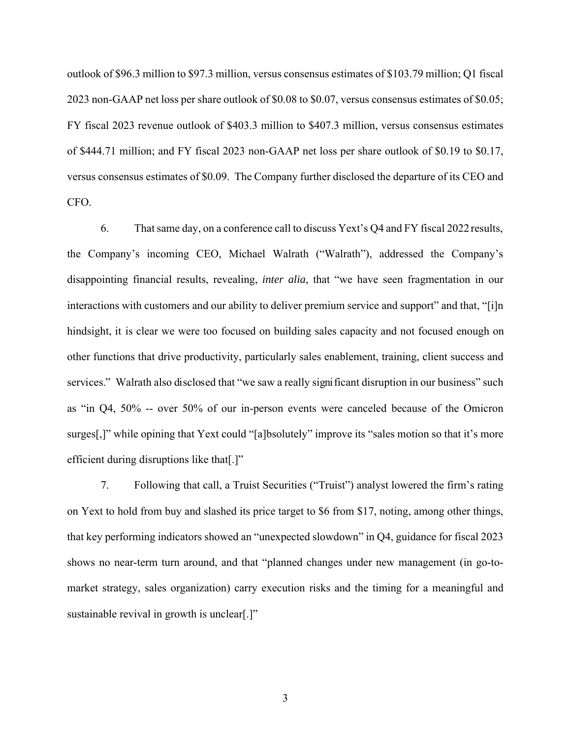outlook of $96.3 million to $97.3 million, versus consensus estimates of $103.79 million; Q1 fiscal 2023 non-GAAP net loss per share outlook of $0.08 to $0.07, versus consensus estimates of $0.05; FY fiscal 2023 revenue outlook of $403.3 million to $407.3 million, versus consensus estimates of $444.71 million; and FY fiscal 2023 non-GAAP net loss per share outlook of $0.19 to $0.17, versus consensus estimates of $0.09. The Company further disclosed the departure of its CEO and CFO.

6. That same day, on a conference call to discuss Yext's Q4 and FY fiscal 2022 results, the Company's incoming CEO, Michael Walrath ("Walrath"), addressed the Company's disappointing financial results, revealing, *inter alia*, that "we have seen fragmentation in our interactions with customers and our ability to deliver premium service and support" and that, "[i]n hindsight, it is clear we were too focused on building sales capacity and not focused enough on other functions that drive productivity, particularly sales enablement, training, client success and services." Walrath also disclosed that "we saw a really significant disruption in our business" such as "in Q4, 50% -- over 50% of our in-person events were canceled because of the Omicron surges[,]" while opining that Yext could "[a]bsolutely" improve its "sales motion so that it's more efficient during disruptions like that[.]"

7. Following that call, a Truist Securities ("Truist") analyst lowered the firm's rating on Yext to hold from buy and slashed its price target to $6 from $17, noting, among other things, that key performing indicators showed an "unexpected slowdown" in Q4, guidance for fiscal 2023 shows no near-term turn around, and that "planned changes under new management (in go-to-market strategy, sales organization) carry execution risks and the timing for a meaningful and sustainable revival in growth is unclear[.]"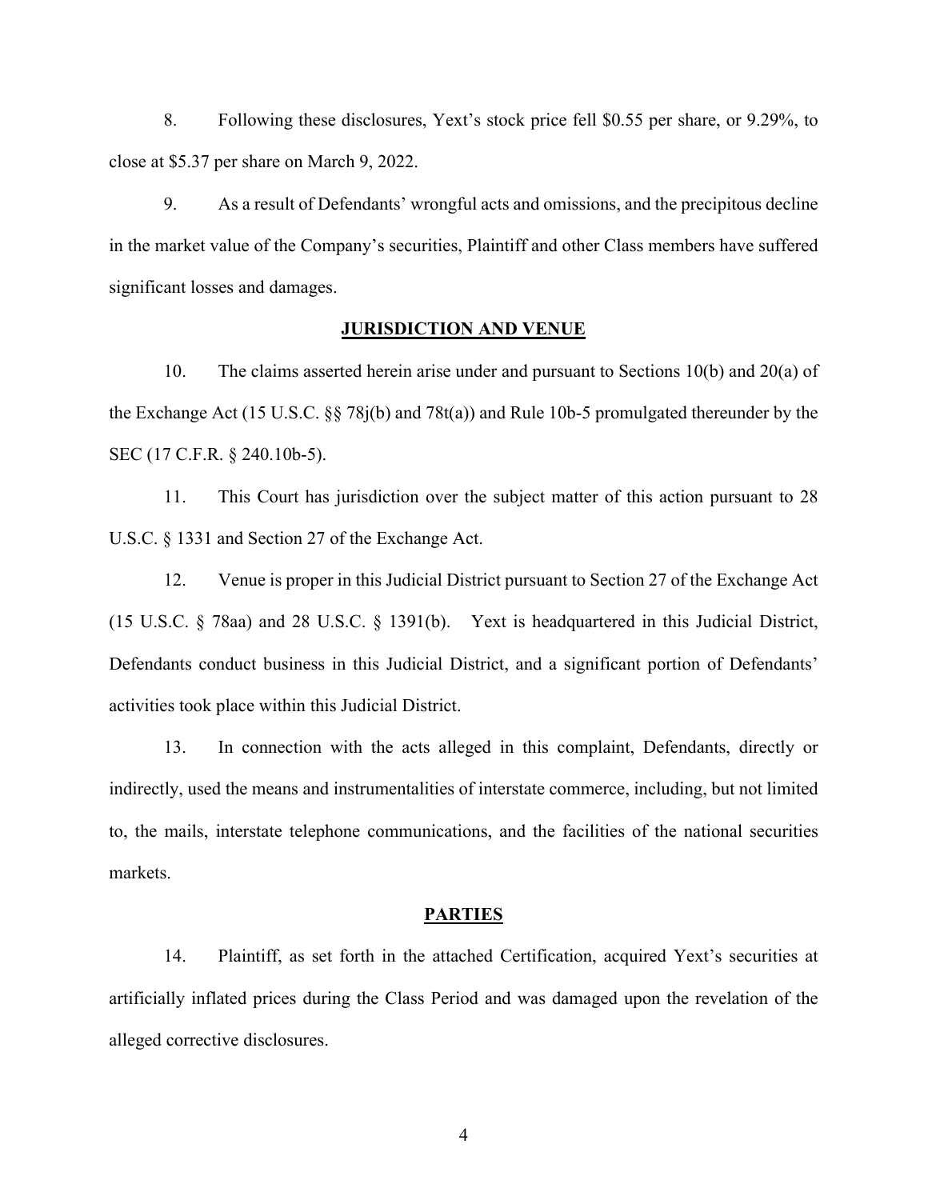8. Following these disclosures, Yext's stock price fell $0.55 per share, or 9.29%, to close at $5.37 per share on March 9, 2022.

9. As a result of Defendants' wrongful acts and omissions, and the precipitous decline in the market value of the Company's securities, Plaintiff and other Class members have suffered significant losses and damages.

## JURISDICTION AND VENUE

10. The claims asserted herein arise under and pursuant to Sections 10(b) and 20(a) of the Exchange Act (15 U.S.C. §§ 78j(b) and 78t(a)) and Rule 10b-5 promulgated thereunder by the SEC (17 C.F.R. § 240.10b-5).

11. This Court has jurisdiction over the subject matter of this action pursuant to 28 U.S.C. § 1331 and Section 27 of the Exchange Act.

12. Venue is proper in this Judicial District pursuant to Section 27 of the Exchange Act (15 U.S.C. § 78aa) and 28 U.S.C. § 1391(b). Yext is headquartered in this Judicial District, Defendants conduct business in this Judicial District, and a significant portion of Defendants' activities took place within this Judicial District.

13. In connection with the acts alleged in this complaint, Defendants, directly or indirectly, used the means and instrumentalities of interstate commerce, including, but not limited to, the mails, interstate telephone communications, and the facilities of the national securities markets.

## PARTIES

14. Plaintiff, as set forth in the attached Certification, acquired Yext's securities at artificially inflated prices during the Class Period and was damaged upon the revelation of the alleged corrective disclosures.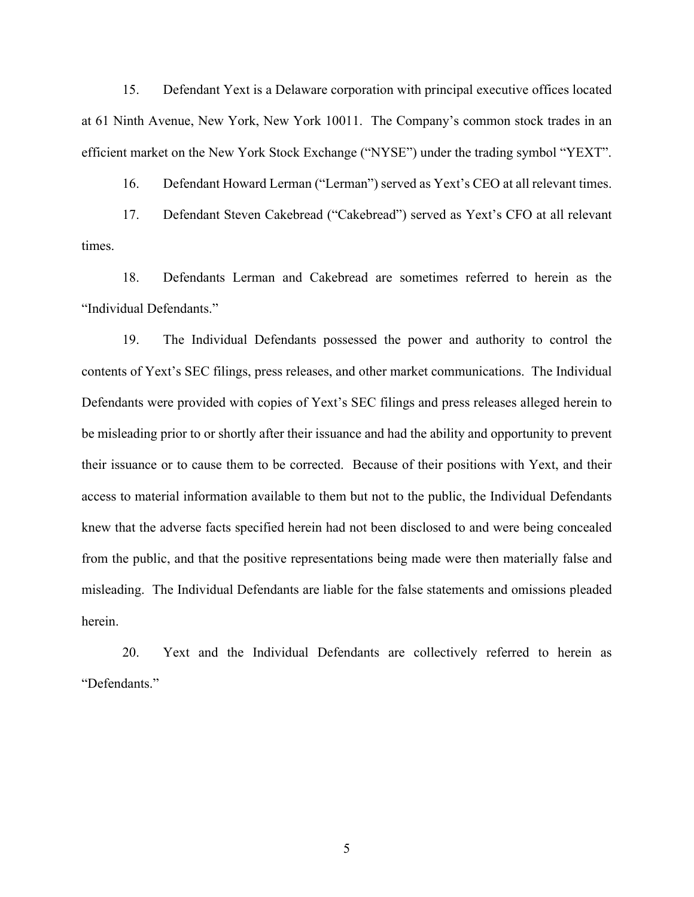15. Defendant Yext is a Delaware corporation with principal executive offices located at 61 Ninth Avenue, New York, New York 10011. The Company's common stock trades in an efficient market on the New York Stock Exchange ("NYSE") under the trading symbol "YEXT".

16. Defendant Howard Lerman ("Lerman") served as Yext's CEO at all relevant times.

17. Defendant Steven Cakebread ("Cakebread") served as Yext's CFO at all relevant times.

18. Defendants Lerman and Cakebread are sometimes referred to herein as the "Individual Defendants."

19. The Individual Defendants possessed the power and authority to control the contents of Yext's SEC filings, press releases, and other market communications. The Individual Defendants were provided with copies of Yext's SEC filings and press releases alleged herein to be misleading prior to or shortly after their issuance and had the ability and opportunity to prevent their issuance or to cause them to be corrected. Because of their positions with Yext, and their access to material information available to them but not to the public, the Individual Defendants knew that the adverse facts specified herein had not been disclosed to and were being concealed from the public, and that the positive representations being made were then materially false and misleading. The Individual Defendants are liable for the false statements and omissions pleaded herein.

20. Yext and the Individual Defendants are collectively referred to herein as "Defendants."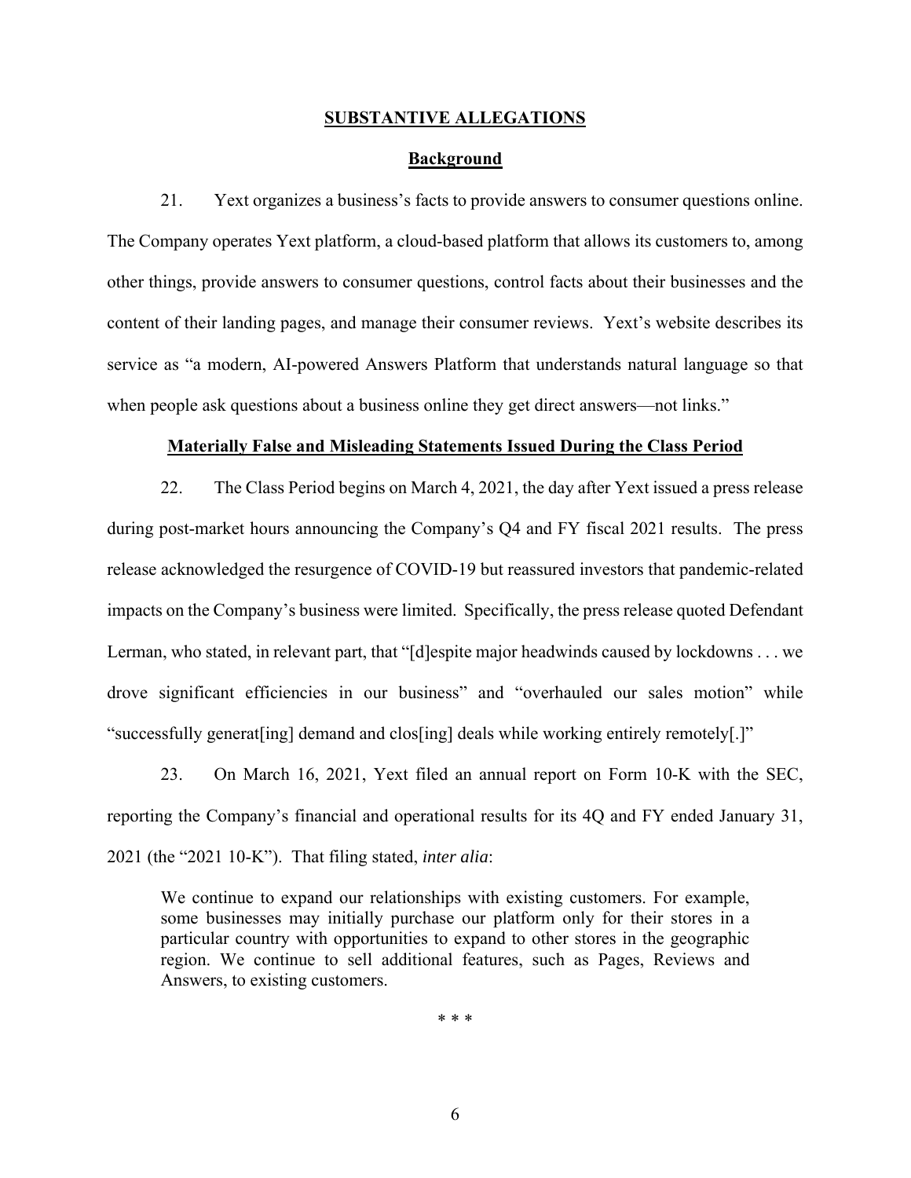## SUBSTANTIVE ALLEGATIONS

### Background

21. Yext organizes a business's facts to provide answers to consumer questions online. The Company operates Yext platform, a cloud-based platform that allows its customers to, among other things, provide answers to consumer questions, control facts about their businesses and the content of their landing pages, and manage their consumer reviews. Yext's website describes its service as "a modern, AI-powered Answers Platform that understands natural language so that when people ask questions about a business online they get direct answers—not links."

### Materially False and Misleading Statements Issued During the Class Period

22. The Class Period begins on March 4, 2021, the day after Yext issued a press release during post-market hours announcing the Company's Q4 and FY fiscal 2021 results. The press release acknowledged the resurgence of COVID-19 but reassured investors that pandemic-related impacts on the Company's business were limited. Specifically, the press release quoted Defendant Lerman, who stated, in relevant part, that "[d]espite major headwinds caused by lockdowns . . . we drove significant efficiencies in our business" and "overhauled our sales motion" while "successfully generat[ing] demand and clos[ing] deals while working entirely remotely[.]"

23. On March 16, 2021, Yext filed an annual report on Form 10-K with the SEC, reporting the Company's financial and operational results for its 4Q and FY ended January 31, 2021 (the "2021 10-K"). That filing stated, *inter alia*:

> We continue to expand our relationships with existing customers. For example, some businesses may initially purchase our platform only for their stores in a particular country with opportunities to expand to other stores in the geographic region. We continue to sell additional features, such as Pages, Reviews and Answers, to existing customers.

\* \* \*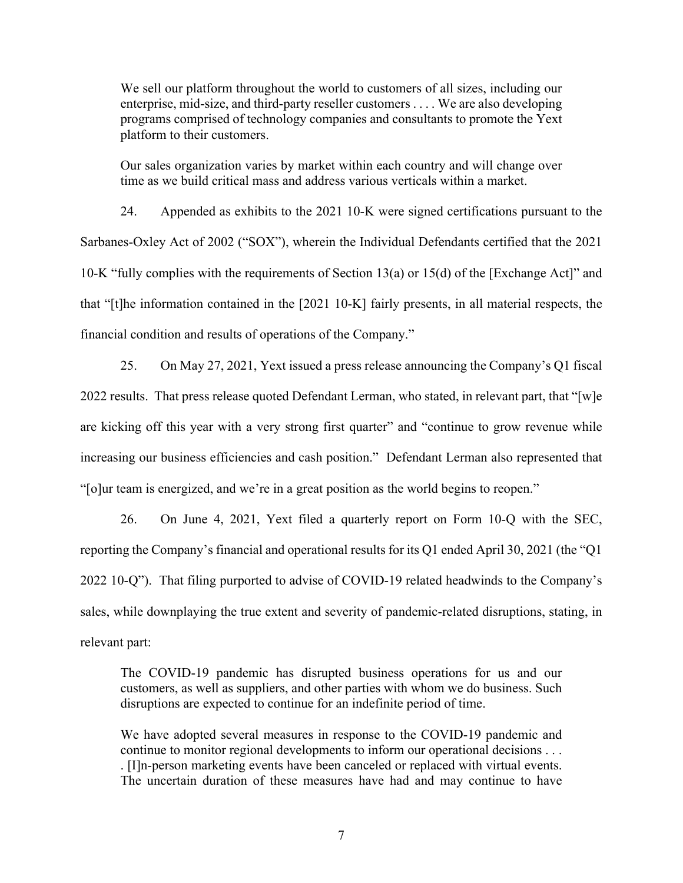> We sell our platform throughout the world to customers of all sizes, including our enterprise, mid-size, and third-party reseller customers . . . . We are also developing programs comprised of technology companies and consultants to promote the Yext platform to their customers.
>
> Our sales organization varies by market within each country and will change over time as we build critical mass and address various verticals within a market.

24. Appended as exhibits to the 2021 10-K were signed certifications pursuant to the Sarbanes-Oxley Act of 2002 ("SOX"), wherein the Individual Defendants certified that the 2021 10-K "fully complies with the requirements of Section 13(a) or 15(d) of the [Exchange Act]" and that "[t]he information contained in the [2021 10-K] fairly presents, in all material respects, the financial condition and results of operations of the Company."

25. On May 27, 2021, Yext issued a press release announcing the Company's Q1 fiscal 2022 results. That press release quoted Defendant Lerman, who stated, in relevant part, that "[w]e are kicking off this year with a very strong first quarter" and "continue to grow revenue while increasing our business efficiencies and cash position." Defendant Lerman also represented that "[o]ur team is energized, and we're in a great position as the world begins to reopen."

26. On June 4, 2021, Yext filed a quarterly report on Form 10-Q with the SEC, reporting the Company's financial and operational results for its Q1 ended April 30, 2021 (the "Q1 2022 10-Q"). That filing purported to advise of COVID-19 related headwinds to the Company's sales, while downplaying the true extent and severity of pandemic-related disruptions, stating, in relevant part:

> The COVID-19 pandemic has disrupted business operations for us and our customers, as well as suppliers, and other parties with whom we do business. Such disruptions are expected to continue for an indefinite period of time.
>
> We have adopted several measures in response to the COVID-19 pandemic and continue to monitor regional developments to inform our operational decisions . . . . [I]n-person marketing events have been canceled or replaced with virtual events. The uncertain duration of these measures have had and may continue to have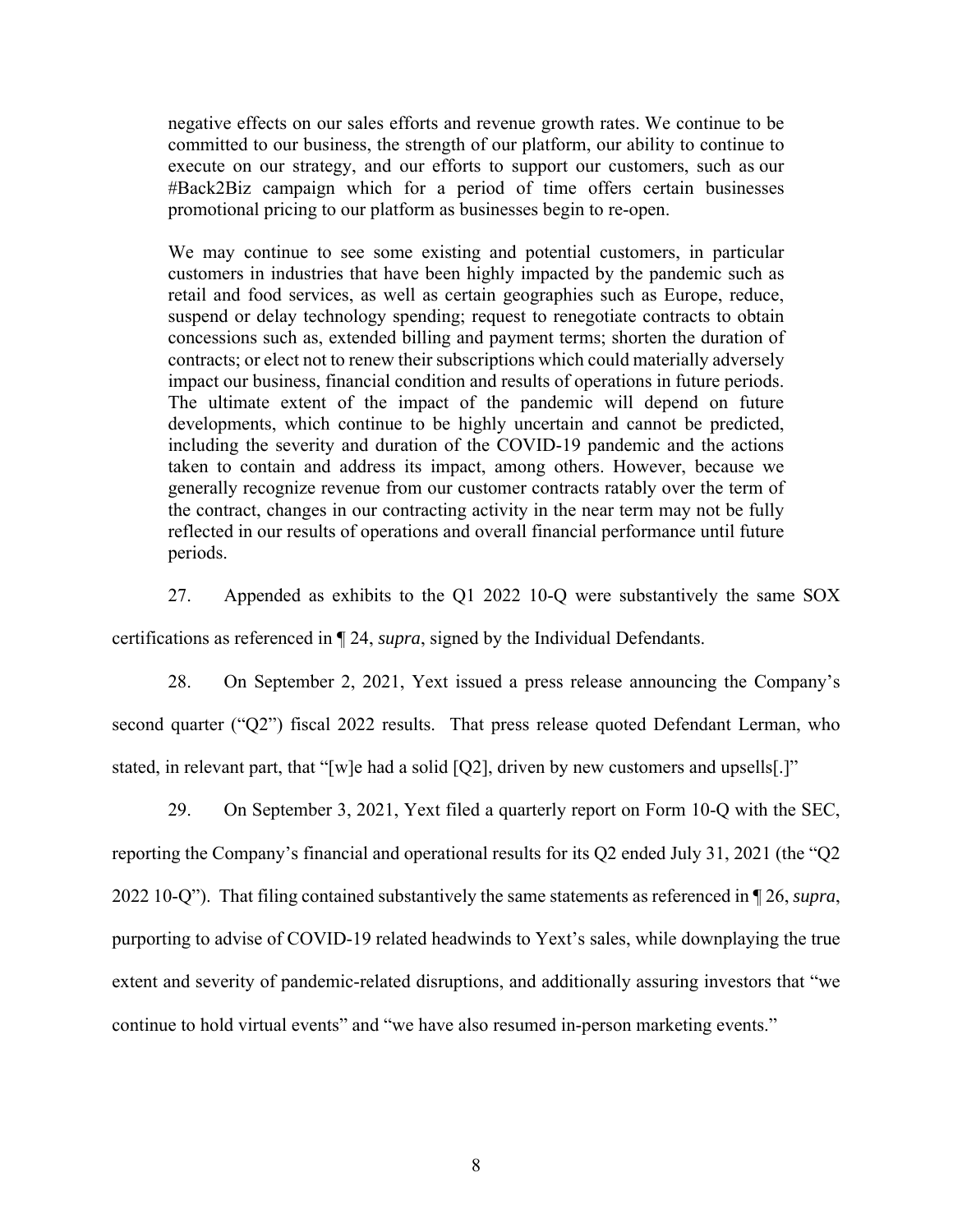> negative effects on our sales efforts and revenue growth rates. We continue to be committed to our business, the strength of our platform, our ability to continue to execute on our strategy, and our efforts to support our customers, such as our #Back2Biz campaign which for a period of time offers certain businesses promotional pricing to our platform as businesses begin to re-open.
>
> We may continue to see some existing and potential customers, in particular customers in industries that have been highly impacted by the pandemic such as retail and food services, as well as certain geographies such as Europe, reduce, suspend or delay technology spending; request to renegotiate contracts to obtain concessions such as, extended billing and payment terms; shorten the duration of contracts; or elect not to renew their subscriptions which could materially adversely impact our business, financial condition and results of operations in future periods. The ultimate extent of the impact of the pandemic will depend on future developments, which continue to be highly uncertain and cannot be predicted, including the severity and duration of the COVID-19 pandemic and the actions taken to contain and address its impact, among others. However, because we generally recognize revenue from our customer contracts ratably over the term of the contract, changes in our contracting activity in the near term may not be fully reflected in our results of operations and overall financial performance until future periods.

27. Appended as exhibits to the Q1 2022 10-Q were substantively the same SOX certifications as referenced in ¶ 24, *supra*, signed by the Individual Defendants.

28. On September 2, 2021, Yext issued a press release announcing the Company's second quarter ("Q2") fiscal 2022 results. That press release quoted Defendant Lerman, who stated, in relevant part, that "[w]e had a solid [Q2], driven by new customers and upsells[.]"

29. On September 3, 2021, Yext filed a quarterly report on Form 10-Q with the SEC, reporting the Company's financial and operational results for its Q2 ended July 31, 2021 (the "Q2 2022 10-Q"). That filing contained substantively the same statements as referenced in ¶ 26, *supra*, purporting to advise of COVID-19 related headwinds to Yext's sales, while downplaying the true extent and severity of pandemic-related disruptions, and additionally assuring investors that "we continue to hold virtual events" and "we have also resumed in-person marketing events."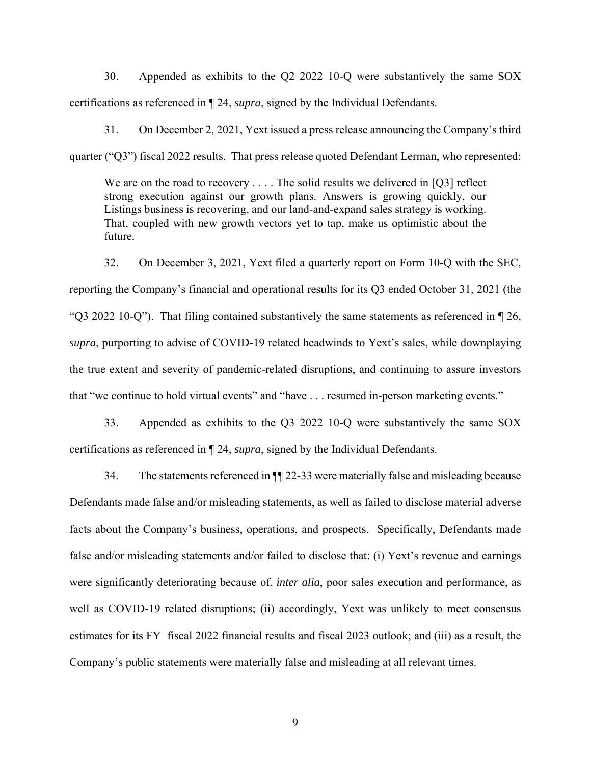30. Appended as exhibits to the Q2 2022 10-Q were substantively the same SOX certifications as referenced in ¶ 24, *supra*, signed by the Individual Defendants.

31. On December 2, 2021, Yext issued a press release announcing the Company's third quarter ("Q3") fiscal 2022 results. That press release quoted Defendant Lerman, who represented:

> We are on the road to recovery . . . . The solid results we delivered in [Q3] reflect strong execution against our growth plans. Answers is growing quickly, our Listings business is recovering, and our land-and-expand sales strategy is working. That, coupled with new growth vectors yet to tap, make us optimistic about the future.

32. On December 3, 2021, Yext filed a quarterly report on Form 10-Q with the SEC, reporting the Company's financial and operational results for its Q3 ended October 31, 2021 (the "Q3 2022 10-Q"). That filing contained substantively the same statements as referenced in ¶ 26, *supra*, purporting to advise of COVID-19 related headwinds to Yext's sales, while downplaying the true extent and severity of pandemic-related disruptions, and continuing to assure investors that "we continue to hold virtual events" and "have . . . resumed in-person marketing events."

33. Appended as exhibits to the Q3 2022 10-Q were substantively the same SOX certifications as referenced in ¶ 24, *supra*, signed by the Individual Defendants.

34. The statements referenced in ¶¶ 22-33 were materially false and misleading because Defendants made false and/or misleading statements, as well as failed to disclose material adverse facts about the Company's business, operations, and prospects. Specifically, Defendants made false and/or misleading statements and/or failed to disclose that: (i) Yext's revenue and earnings were significantly deteriorating because of, *inter alia*, poor sales execution and performance, as well as COVID-19 related disruptions; (ii) accordingly, Yext was unlikely to meet consensus estimates for its FY fiscal 2022 financial results and fiscal 2023 outlook; and (iii) as a result, the Company's public statements were materially false and misleading at all relevant times.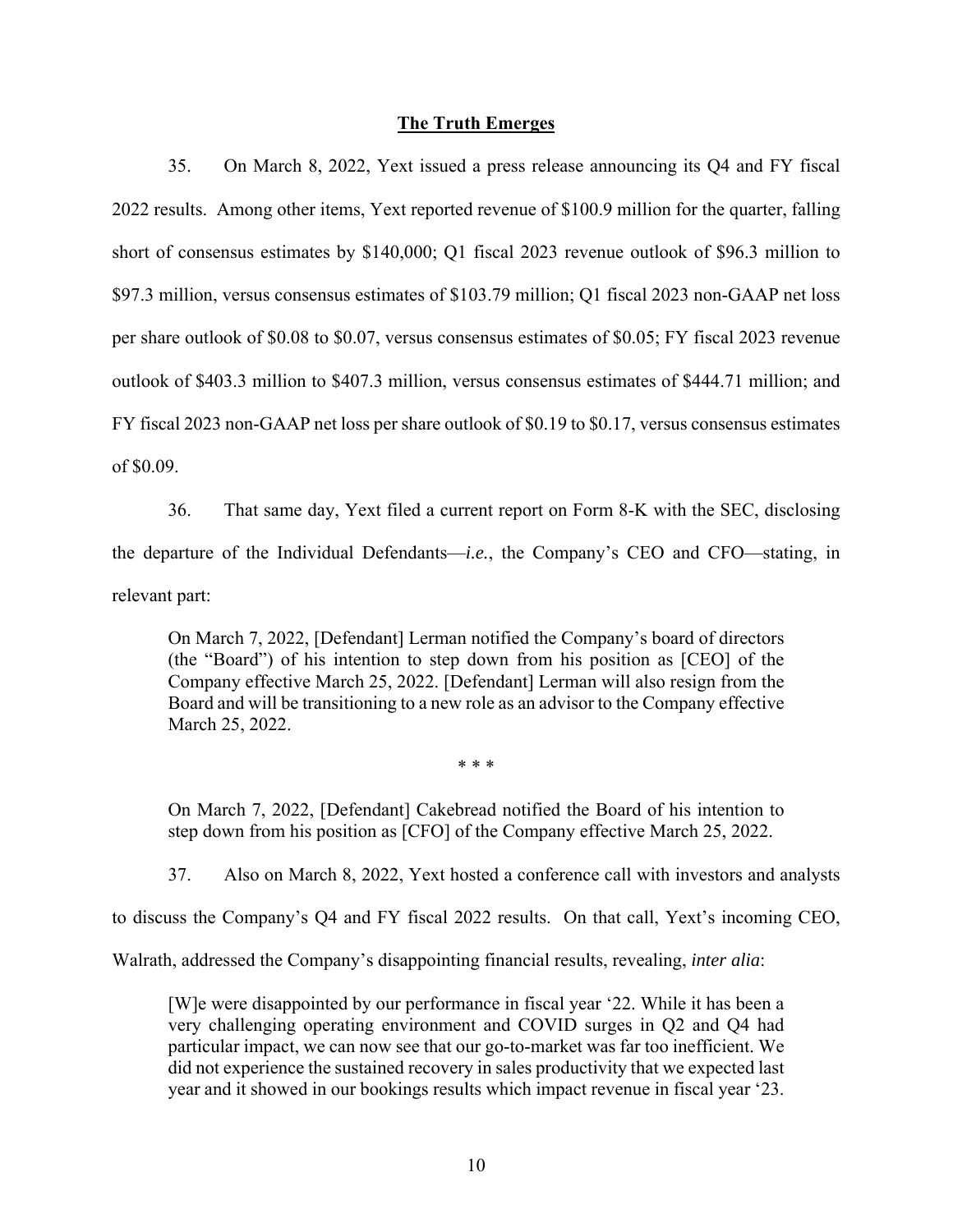## The Truth Emerges

35. On March 8, 2022, Yext issued a press release announcing its Q4 and FY fiscal 2022 results. Among other items, Yext reported revenue of $100.9 million for the quarter, falling short of consensus estimates by $140,000; Q1 fiscal 2023 revenue outlook of $96.3 million to $97.3 million, versus consensus estimates of $103.79 million; Q1 fiscal 2023 non-GAAP net loss per share outlook of $0.08 to $0.07, versus consensus estimates of $0.05; FY fiscal 2023 revenue outlook of $403.3 million to $407.3 million, versus consensus estimates of $444.71 million; and FY fiscal 2023 non-GAAP net loss per share outlook of $0.19 to $0.17, versus consensus estimates of $0.09.

36. That same day, Yext filed a current report on Form 8-K with the SEC, disclosing the departure of the Individual Defendants—*i.e.*, the Company's CEO and CFO—stating, in relevant part:

> On March 7, 2022, [Defendant] Lerman notified the Company's board of directors (the "Board") of his intention to step down from his position as [CEO] of the Company effective March 25, 2022. [Defendant] Lerman will also resign from the Board and will be transitioning to a new role as an advisor to the Company effective March 25, 2022.
>
> \* \* \*
>
> On March 7, 2022, [Defendant] Cakebread notified the Board of his intention to step down from his position as [CFO] of the Company effective March 25, 2022.

37. Also on March 8, 2022, Yext hosted a conference call with investors and analysts to discuss the Company's Q4 and FY fiscal 2022 results. On that call, Yext's incoming CEO, Walrath, addressed the Company's disappointing financial results, revealing, *inter alia*:

> [W]e were disappointed by our performance in fiscal year '22. While it has been a very challenging operating environment and COVID surges in Q2 and Q4 had particular impact, we can now see that our go-to-market was far too inefficient. We did not experience the sustained recovery in sales productivity that we expected last year and it showed in our bookings results which impact revenue in fiscal year '23.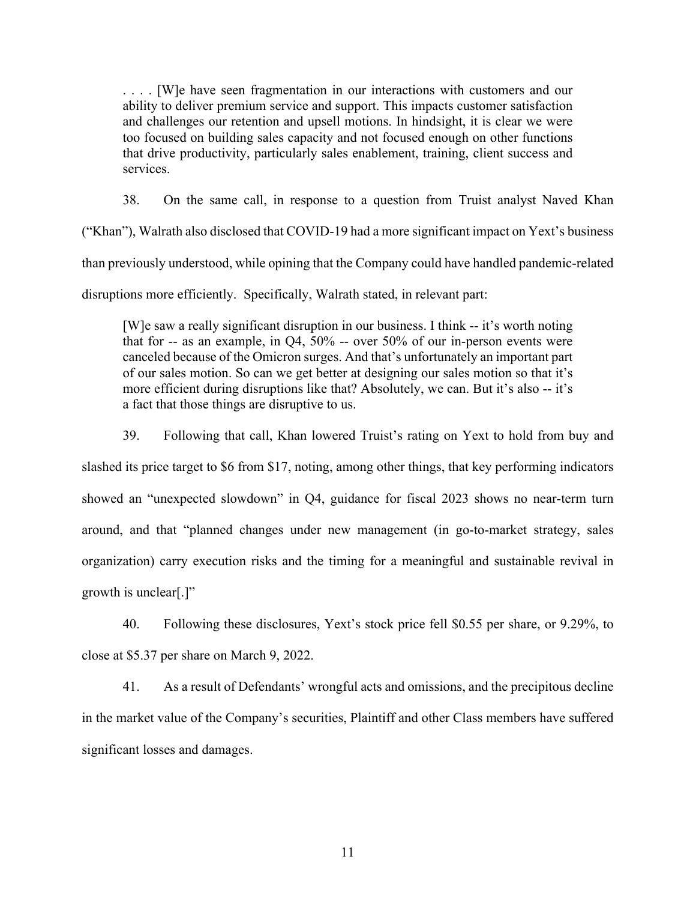> . . . . [W]e have seen fragmentation in our interactions with customers and our ability to deliver premium service and support. This impacts customer satisfaction and challenges our retention and upsell motions. In hindsight, it is clear we were too focused on building sales capacity and not focused enough on other functions that drive productivity, particularly sales enablement, training, client success and services.

38. On the same call, in response to a question from Truist analyst Naved Khan ("Khan"), Walrath also disclosed that COVID-19 had a more significant impact on Yext's business than previously understood, while opining that the Company could have handled pandemic-related disruptions more efficiently. Specifically, Walrath stated, in relevant part:

> [W]e saw a really significant disruption in our business. I think -- it's worth noting that for -- as an example, in Q4, 50% -- over 50% of our in-person events were canceled because of the Omicron surges. And that's unfortunately an important part of our sales motion. So can we get better at designing our sales motion so that it's more efficient during disruptions like that? Absolutely, we can. But it's also -- it's a fact that those things are disruptive to us.

39. Following that call, Khan lowered Truist's rating on Yext to hold from buy and slashed its price target to $6 from $17, noting, among other things, that key performing indicators showed an "unexpected slowdown" in Q4, guidance for fiscal 2023 shows no near-term turn around, and that "planned changes under new management (in go-to-market strategy, sales organization) carry execution risks and the timing for a meaningful and sustainable revival in growth is unclear[.]"

40. Following these disclosures, Yext's stock price fell $0.55 per share, or 9.29%, to close at $5.37 per share on March 9, 2022.

41. As a result of Defendants' wrongful acts and omissions, and the precipitous decline in the market value of the Company's securities, Plaintiff and other Class members have suffered significant losses and damages.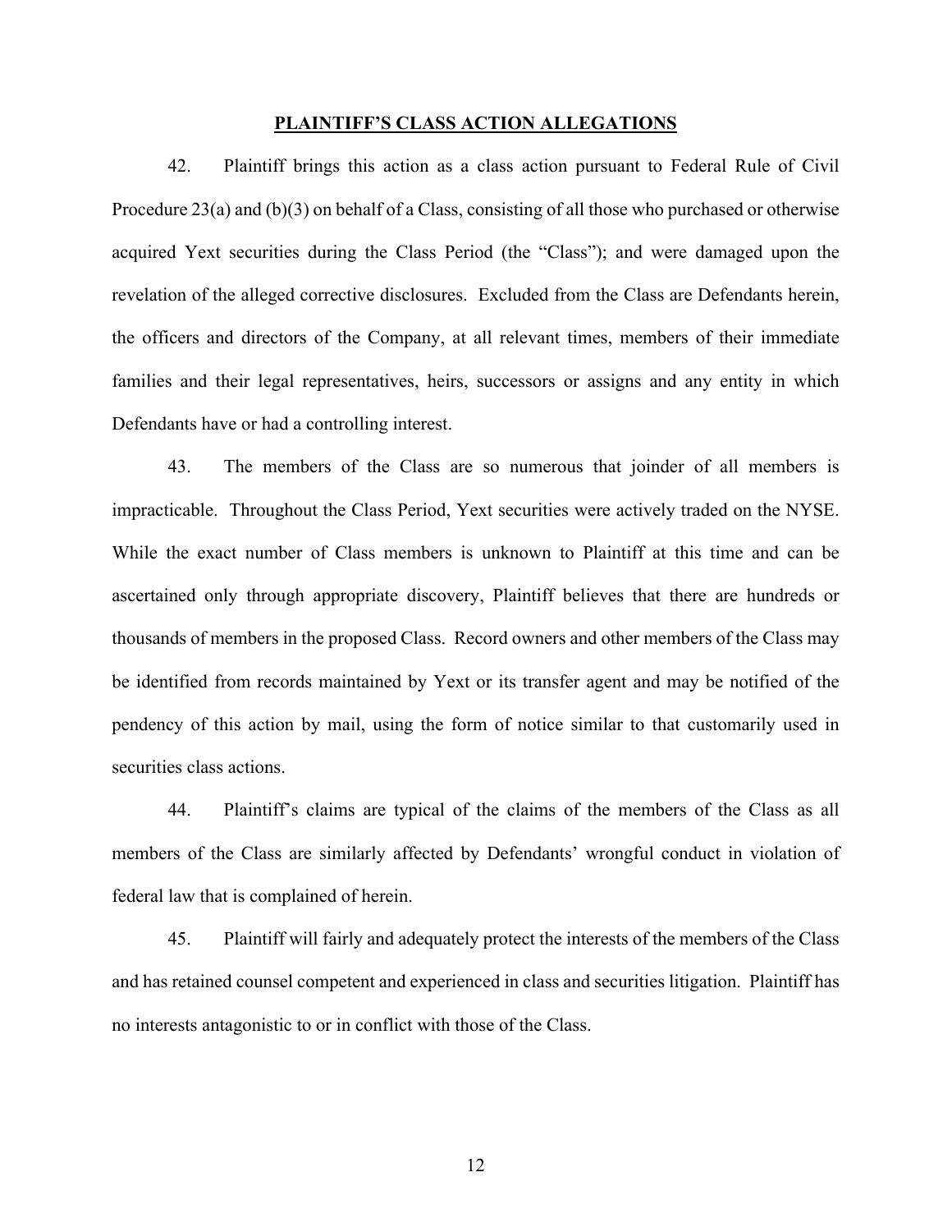## PLAINTIFF'S CLASS ACTION ALLEGATIONS

42. Plaintiff brings this action as a class action pursuant to Federal Rule of Civil Procedure 23(a) and (b)(3) on behalf of a Class, consisting of all those who purchased or otherwise acquired Yext securities during the Class Period (the "Class"); and were damaged upon the revelation of the alleged corrective disclosures. Excluded from the Class are Defendants herein, the officers and directors of the Company, at all relevant times, members of their immediate families and their legal representatives, heirs, successors or assigns and any entity in which Defendants have or had a controlling interest.

43. The members of the Class are so numerous that joinder of all members is impracticable. Throughout the Class Period, Yext securities were actively traded on the NYSE. While the exact number of Class members is unknown to Plaintiff at this time and can be ascertained only through appropriate discovery, Plaintiff believes that there are hundreds or thousands of members in the proposed Class. Record owners and other members of the Class may be identified from records maintained by Yext or its transfer agent and may be notified of the pendency of this action by mail, using the form of notice similar to that customarily used in securities class actions.

44. Plaintiff's claims are typical of the claims of the members of the Class as all members of the Class are similarly affected by Defendants' wrongful conduct in violation of federal law that is complained of herein.

45. Plaintiff will fairly and adequately protect the interests of the members of the Class and has retained counsel competent and experienced in class and securities litigation. Plaintiff has no interests antagonistic to or in conflict with those of the Class.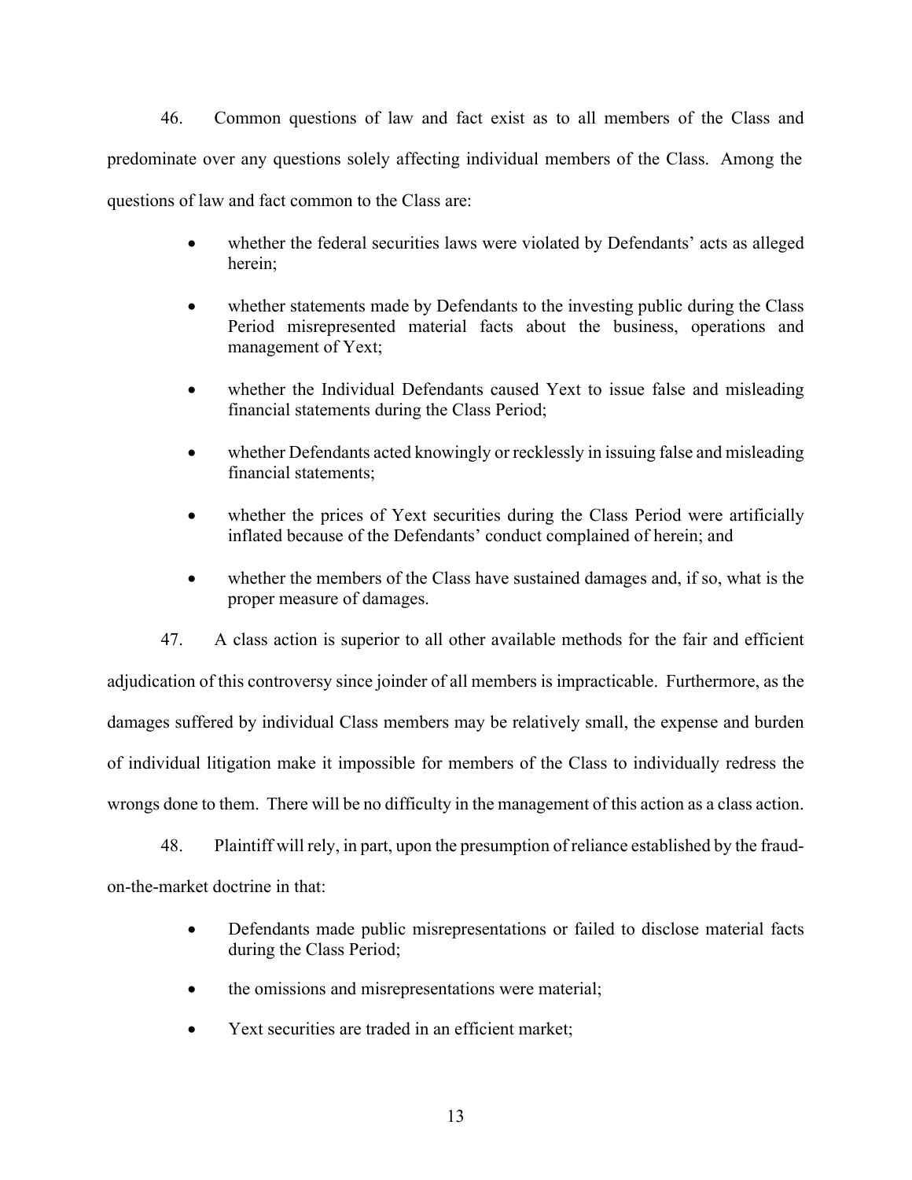46. Common questions of law and fact exist as to all members of the Class and predominate over any questions solely affecting individual members of the Class. Among the questions of law and fact common to the Class are:

- whether the federal securities laws were violated by Defendants' acts as alleged herein;
- whether statements made by Defendants to the investing public during the Class Period misrepresented material facts about the business, operations and management of Yext;
- whether the Individual Defendants caused Yext to issue false and misleading financial statements during the Class Period;
- whether Defendants acted knowingly or recklessly in issuing false and misleading financial statements;
- whether the prices of Yext securities during the Class Period were artificially inflated because of the Defendants' conduct complained of herein; and
- whether the members of the Class have sustained damages and, if so, what is the proper measure of damages.

47. A class action is superior to all other available methods for the fair and efficient adjudication of this controversy since joinder of all members is impracticable. Furthermore, as the damages suffered by individual Class members may be relatively small, the expense and burden of individual litigation make it impossible for members of the Class to individually redress the wrongs done to them. There will be no difficulty in the management of this action as a class action.

48. Plaintiff will rely, in part, upon the presumption of reliance established by the fraud-on-the-market doctrine in that:

- Defendants made public misrepresentations or failed to disclose material facts during the Class Period;
- the omissions and misrepresentations were material;
- Yext securities are traded in an efficient market;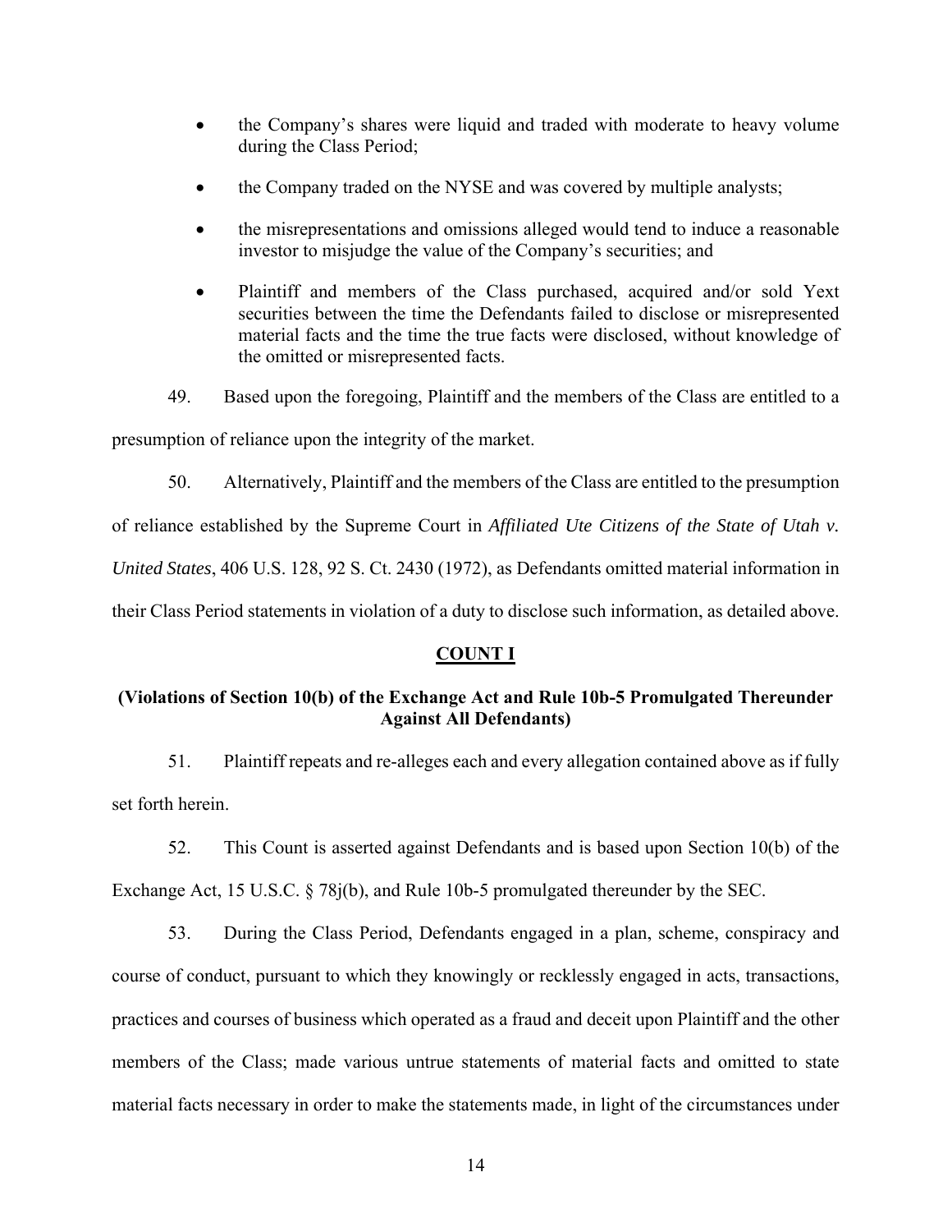- the Company's shares were liquid and traded with moderate to heavy volume during the Class Period;
- the Company traded on the NYSE and was covered by multiple analysts;
- the misrepresentations and omissions alleged would tend to induce a reasonable investor to misjudge the value of the Company's securities; and
- Plaintiff and members of the Class purchased, acquired and/or sold Yext securities between the time the Defendants failed to disclose or misrepresented material facts and the time the true facts were disclosed, without knowledge of the omitted or misrepresented facts.

49. Based upon the foregoing, Plaintiff and the members of the Class are entitled to a presumption of reliance upon the integrity of the market.

50. Alternatively, Plaintiff and the members of the Class are entitled to the presumption of reliance established by the Supreme Court in *Affiliated Ute Citizens of the State of Utah v. United States*, 406 U.S. 128, 92 S. Ct. 2430 (1972), as Defendants omitted material information in their Class Period statements in violation of a duty to disclose such information, as detailed above.

## COUNT I

### (Violations of Section 10(b) of the Exchange Act and Rule 10b-5 Promulgated Thereunder Against All Defendants)

51. Plaintiff repeats and re-alleges each and every allegation contained above as if fully set forth herein.

52. This Count is asserted against Defendants and is based upon Section 10(b) of the Exchange Act, 15 U.S.C. § 78j(b), and Rule 10b-5 promulgated thereunder by the SEC.

53. During the Class Period, Defendants engaged in a plan, scheme, conspiracy and course of conduct, pursuant to which they knowingly or recklessly engaged in acts, transactions, practices and courses of business which operated as a fraud and deceit upon Plaintiff and the other members of the Class; made various untrue statements of material facts and omitted to state material facts necessary in order to make the statements made, in light of the circumstances under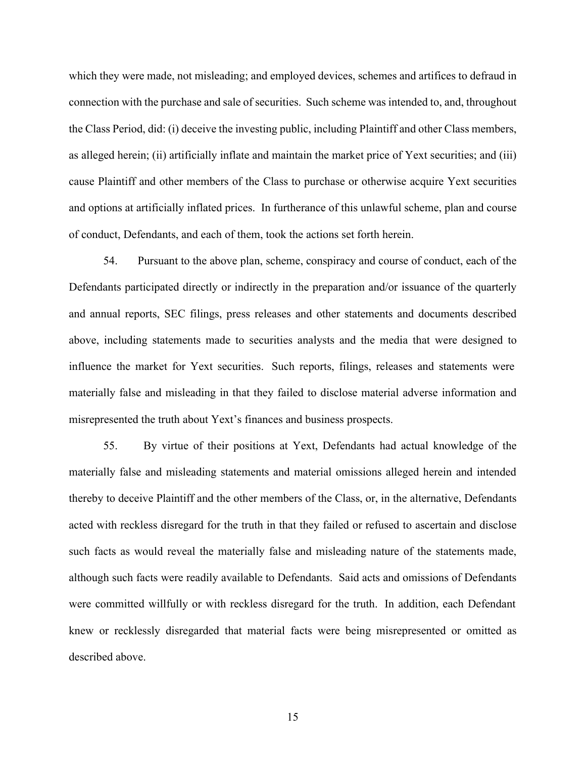which they were made, not misleading; and employed devices, schemes and artifices to defraud in connection with the purchase and sale of securities. Such scheme was intended to, and, throughout the Class Period, did: (i) deceive the investing public, including Plaintiff and other Class members, as alleged herein; (ii) artificially inflate and maintain the market price of Yext securities; and (iii) cause Plaintiff and other members of the Class to purchase or otherwise acquire Yext securities and options at artificially inflated prices. In furtherance of this unlawful scheme, plan and course of conduct, Defendants, and each of them, took the actions set forth herein.

54. Pursuant to the above plan, scheme, conspiracy and course of conduct, each of the Defendants participated directly or indirectly in the preparation and/or issuance of the quarterly and annual reports, SEC filings, press releases and other statements and documents described above, including statements made to securities analysts and the media that were designed to influence the market for Yext securities. Such reports, filings, releases and statements were materially false and misleading in that they failed to disclose material adverse information and misrepresented the truth about Yext's finances and business prospects.

55. By virtue of their positions at Yext, Defendants had actual knowledge of the materially false and misleading statements and material omissions alleged herein and intended thereby to deceive Plaintiff and the other members of the Class, or, in the alternative, Defendants acted with reckless disregard for the truth in that they failed or refused to ascertain and disclose such facts as would reveal the materially false and misleading nature of the statements made, although such facts were readily available to Defendants. Said acts and omissions of Defendants were committed willfully or with reckless disregard for the truth. In addition, each Defendant knew or recklessly disregarded that material facts were being misrepresented or omitted as described above.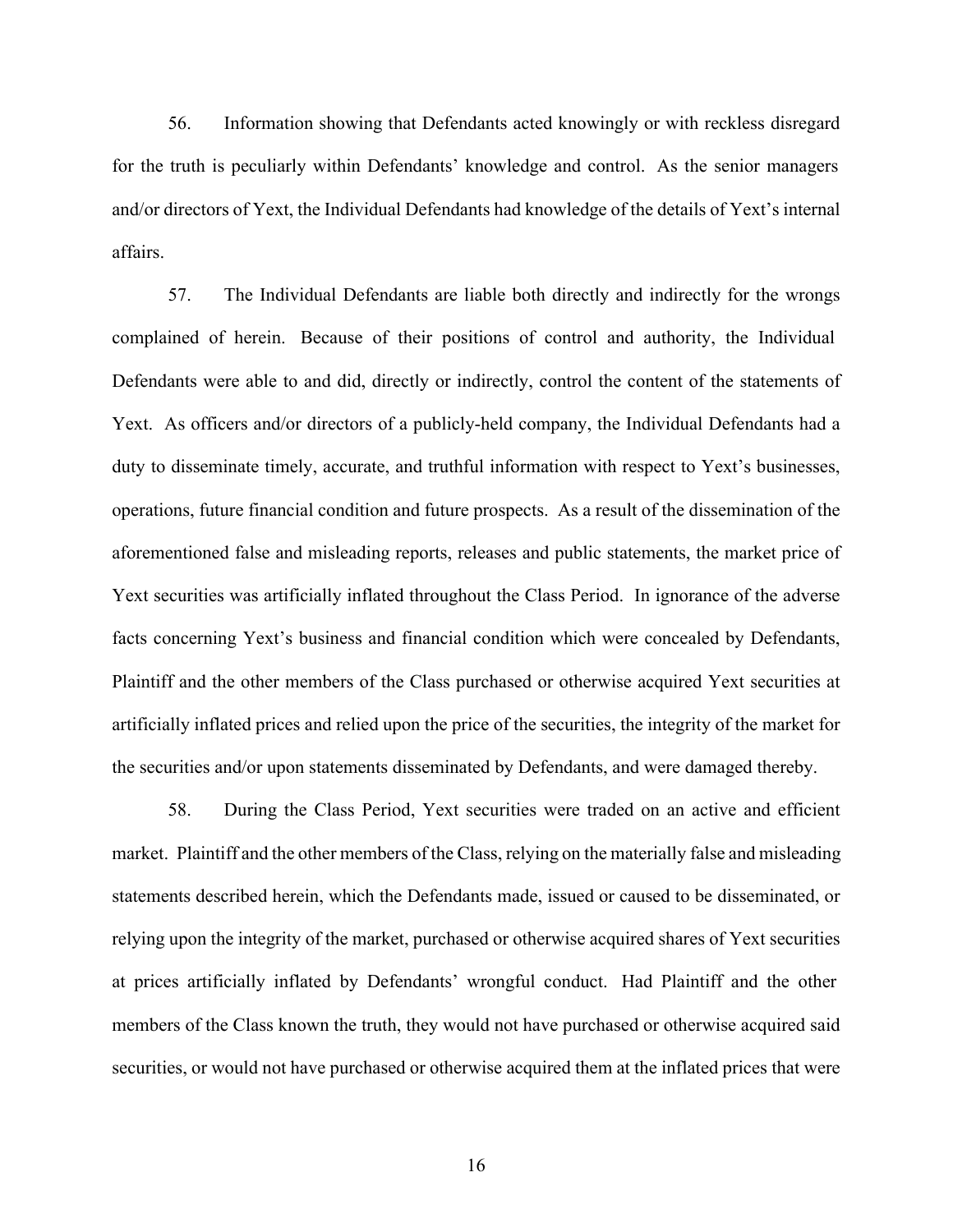56. Information showing that Defendants acted knowingly or with reckless disregard for the truth is peculiarly within Defendants' knowledge and control. As the senior managers and/or directors of Yext, the Individual Defendants had knowledge of the details of Yext's internal affairs.

57. The Individual Defendants are liable both directly and indirectly for the wrongs complained of herein. Because of their positions of control and authority, the Individual Defendants were able to and did, directly or indirectly, control the content of the statements of Yext. As officers and/or directors of a publicly-held company, the Individual Defendants had a duty to disseminate timely, accurate, and truthful information with respect to Yext's businesses, operations, future financial condition and future prospects. As a result of the dissemination of the aforementioned false and misleading reports, releases and public statements, the market price of Yext securities was artificially inflated throughout the Class Period. In ignorance of the adverse facts concerning Yext's business and financial condition which were concealed by Defendants, Plaintiff and the other members of the Class purchased or otherwise acquired Yext securities at artificially inflated prices and relied upon the price of the securities, the integrity of the market for the securities and/or upon statements disseminated by Defendants, and were damaged thereby.

58. During the Class Period, Yext securities were traded on an active and efficient market. Plaintiff and the other members of the Class, relying on the materially false and misleading statements described herein, which the Defendants made, issued or caused to be disseminated, or relying upon the integrity of the market, purchased or otherwise acquired shares of Yext securities at prices artificially inflated by Defendants' wrongful conduct. Had Plaintiff and the other members of the Class known the truth, they would not have purchased or otherwise acquired said securities, or would not have purchased or otherwise acquired them at the inflated prices that were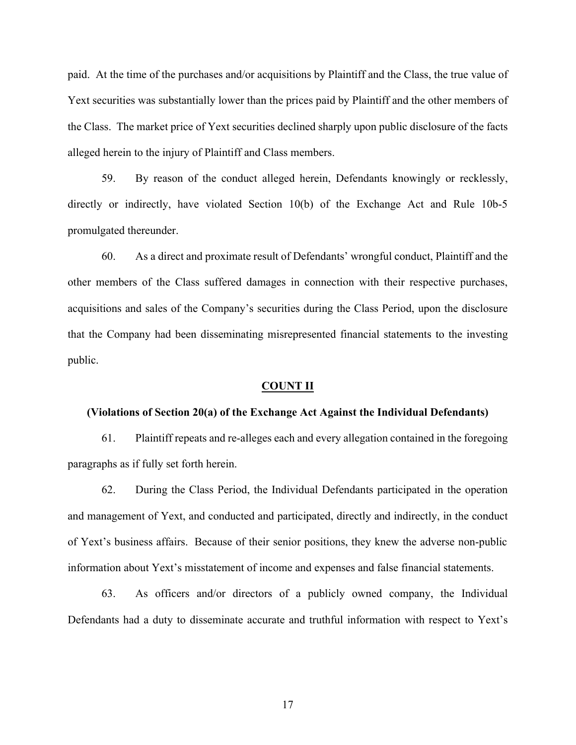paid. At the time of the purchases and/or acquisitions by Plaintiff and the Class, the true value of Yext securities was substantially lower than the prices paid by Plaintiff and the other members of the Class. The market price of Yext securities declined sharply upon public disclosure of the facts alleged herein to the injury of Plaintiff and Class members.

59. By reason of the conduct alleged herein, Defendants knowingly or recklessly, directly or indirectly, have violated Section 10(b) of the Exchange Act and Rule 10b-5 promulgated thereunder.

60. As a direct and proximate result of Defendants' wrongful conduct, Plaintiff and the other members of the Class suffered damages in connection with their respective purchases, acquisitions and sales of the Company's securities during the Class Period, upon the disclosure that the Company had been disseminating misrepresented financial statements to the investing public.

## COUNT II

**(Violations of Section 20(a) of the Exchange Act Against the Individual Defendants)**

61. Plaintiff repeats and re-alleges each and every allegation contained in the foregoing paragraphs as if fully set forth herein.

62. During the Class Period, the Individual Defendants participated in the operation and management of Yext, and conducted and participated, directly and indirectly, in the conduct of Yext's business affairs. Because of their senior positions, they knew the adverse non-public information about Yext's misstatement of income and expenses and false financial statements.

63. As officers and/or directors of a publicly owned company, the Individual Defendants had a duty to disseminate accurate and truthful information with respect to Yext's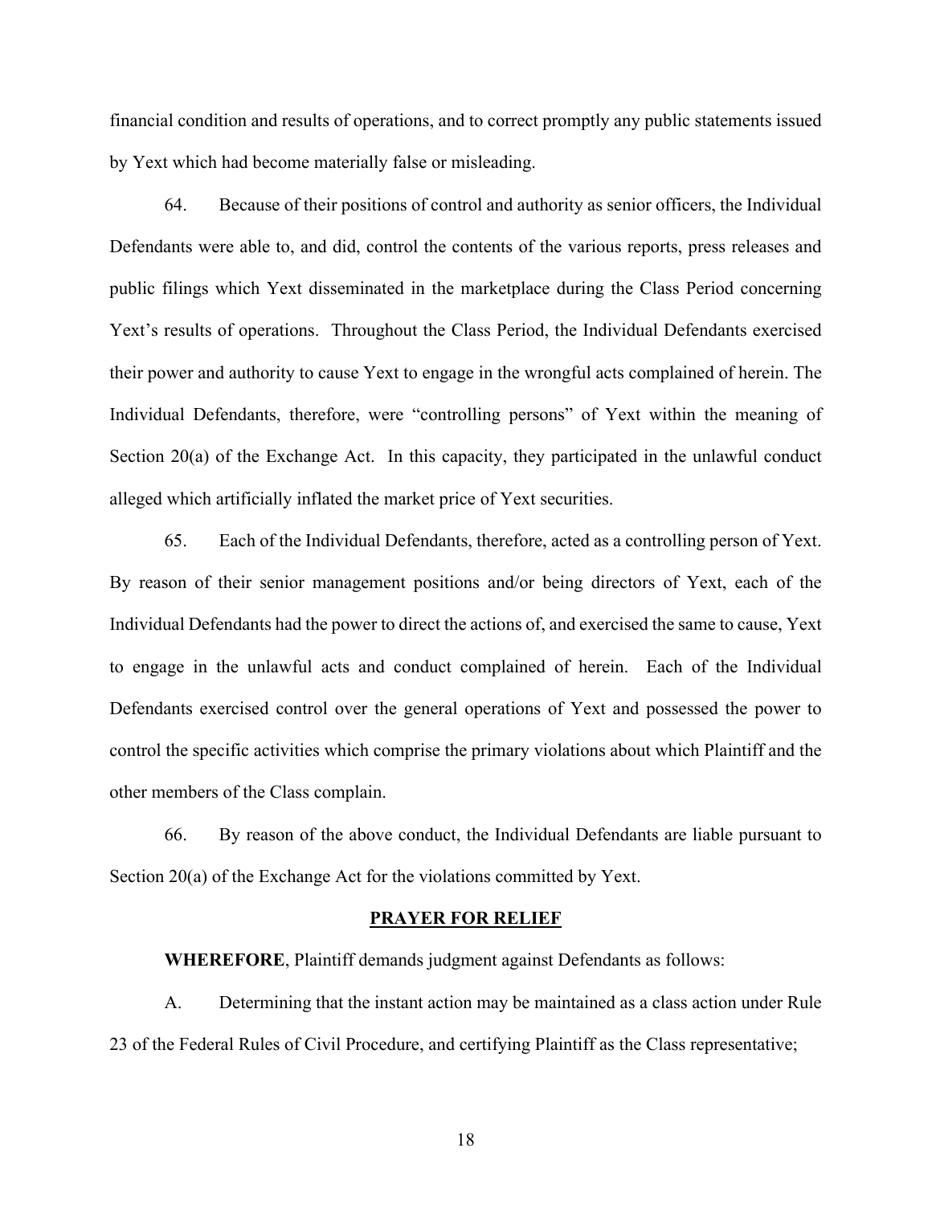financial condition and results of operations, and to correct promptly any public statements issued by Yext which had become materially false or misleading.

64. Because of their positions of control and authority as senior officers, the Individual Defendants were able to, and did, control the contents of the various reports, press releases and public filings which Yext disseminated in the marketplace during the Class Period concerning Yext's results of operations. Throughout the Class Period, the Individual Defendants exercised their power and authority to cause Yext to engage in the wrongful acts complained of herein. The Individual Defendants, therefore, were "controlling persons" of Yext within the meaning of Section 20(a) of the Exchange Act. In this capacity, they participated in the unlawful conduct alleged which artificially inflated the market price of Yext securities.

65. Each of the Individual Defendants, therefore, acted as a controlling person of Yext. By reason of their senior management positions and/or being directors of Yext, each of the Individual Defendants had the power to direct the actions of, and exercised the same to cause, Yext to engage in the unlawful acts and conduct complained of herein. Each of the Individual Defendants exercised control over the general operations of Yext and possessed the power to control the specific activities which comprise the primary violations about which Plaintiff and the other members of the Class complain.

66. By reason of the above conduct, the Individual Defendants are liable pursuant to Section 20(a) of the Exchange Act for the violations committed by Yext.

## PRAYER FOR RELIEF

**WHEREFORE**, Plaintiff demands judgment against Defendants as follows:

A. Determining that the instant action may be maintained as a class action under Rule 23 of the Federal Rules of Civil Procedure, and certifying Plaintiff as the Class representative;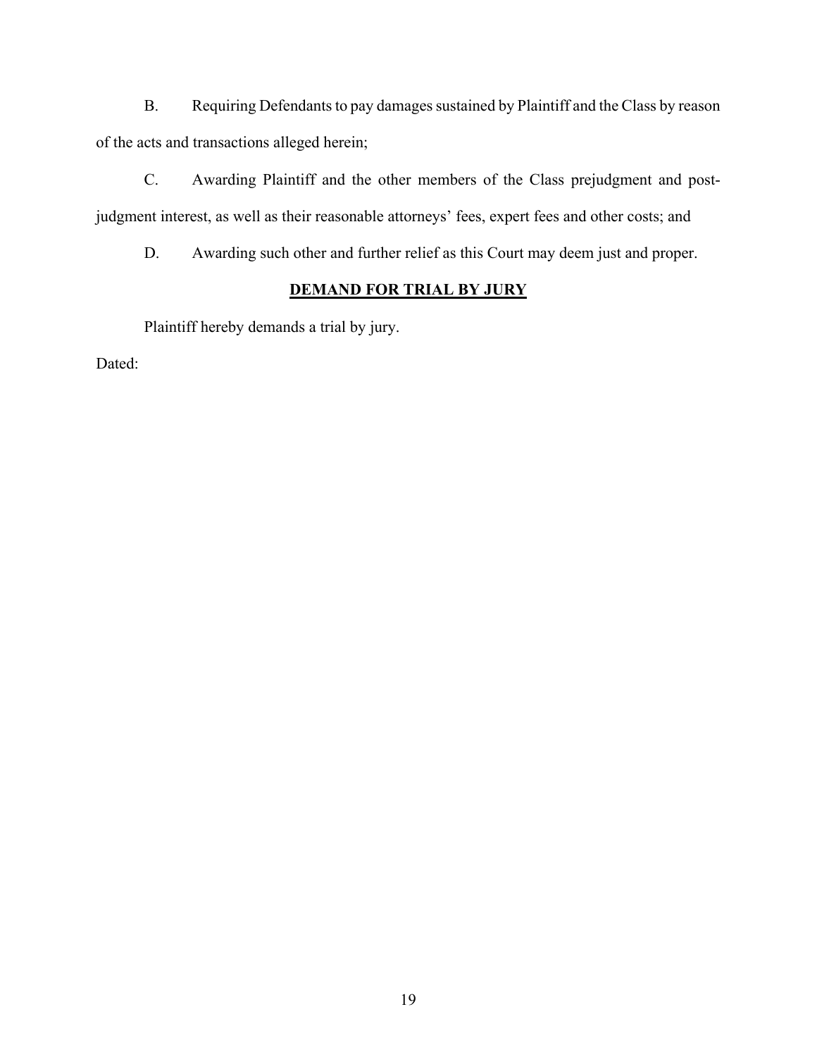B. Requiring Defendants to pay damages sustained by Plaintiff and the Class by reason of the acts and transactions alleged herein;

C. Awarding Plaintiff and the other members of the Class prejudgment and post-judgment interest, as well as their reasonable attorneys' fees, expert fees and other costs; and

D. Awarding such other and further relief as this Court may deem just and proper.

**DEMAND FOR TRIAL BY JURY**

Plaintiff hereby demands a trial by jury.

Dated: